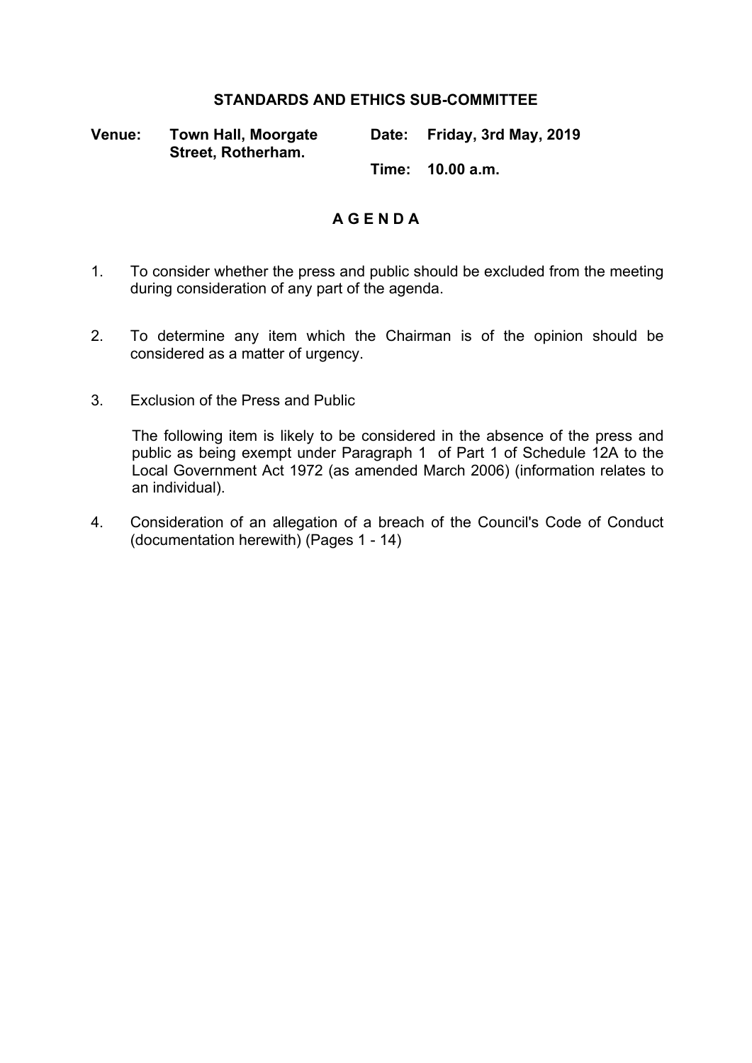# STANDARDS AND ETHICS SUB-COMMITTEE

**Venue:** **Town Hall, Moorgate Street, Rotherham.**

**Date:** **Friday, 3rd May, 2019**

**Time:** **10.00 a.m.**

## A G E N D A

1. To consider whether the press and public should be excluded from the meeting during consideration of any part of the agenda.

2. To determine any item which the Chairman is of the opinion should be considered as a matter of urgency.

3. Exclusion of the Press and Public

   The following item is likely to be considered in the absence of the press and public as being exempt under Paragraph 1 of Part 1 of Schedule 12A to the Local Government Act 1972 (as amended March 2006) (information relates to an individual).

4. Consideration of an allegation of a breach of the Council's Code of Conduct (documentation herewith) (Pages 1 - 14)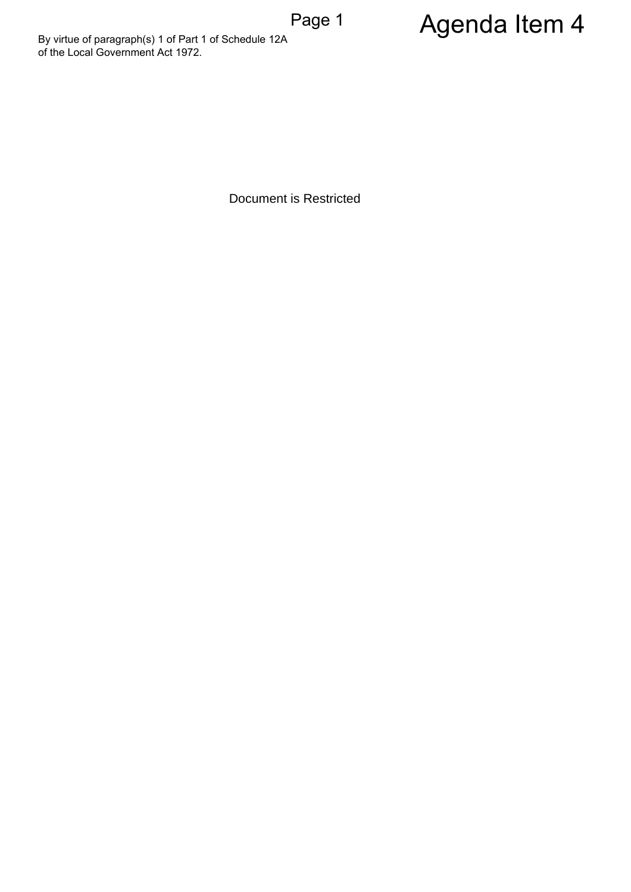# Agenda Item 4

By virtue of paragraph(s) 1 of Part 1 of Schedule 12A of the Local Government Act 1972.

Document is Restricted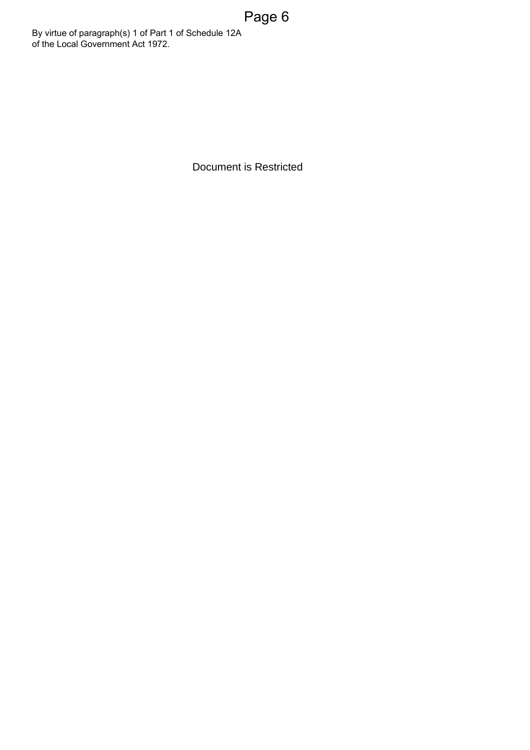By virtue of paragraph(s) 1 of Part 1 of Schedule 12A of the Local Government Act 1972.

Document is Restricted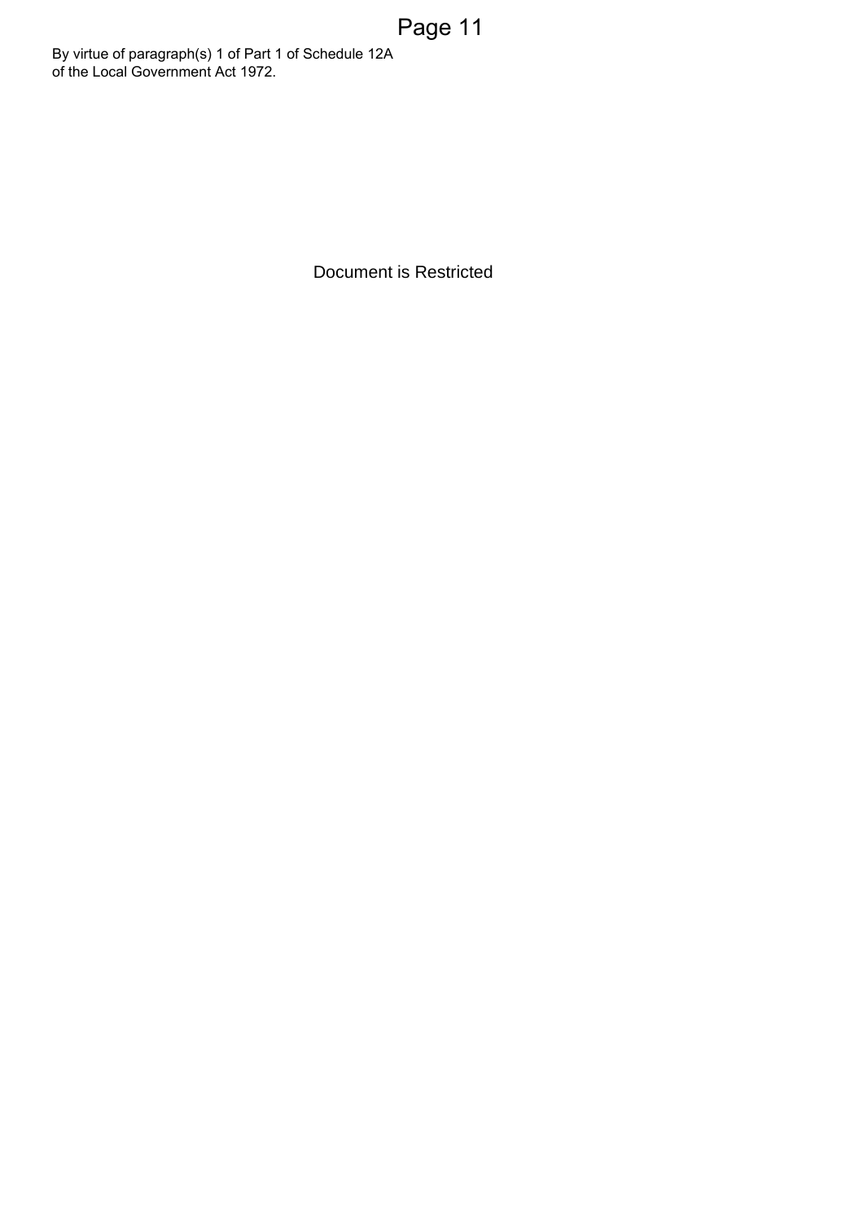By virtue of paragraph(s) 1 of Part 1 of Schedule 12A of the Local Government Act 1972.

Document is Restricted